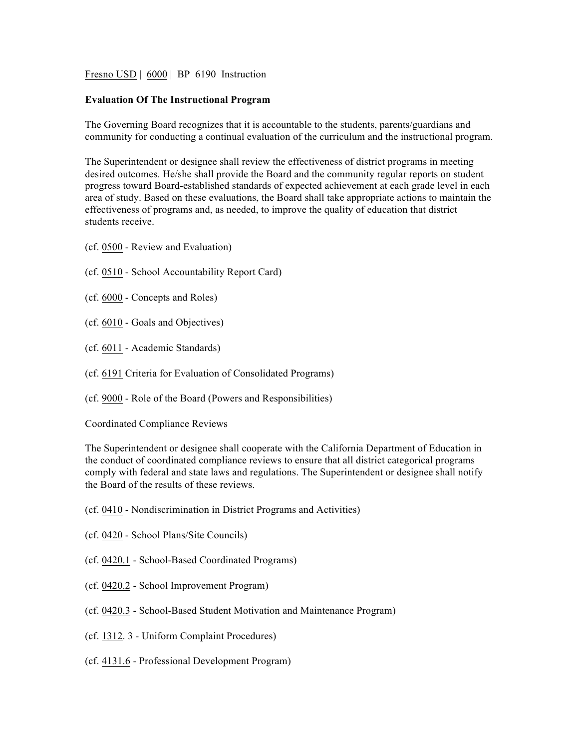Fresno USD | 6000 | BP 6190 Instruction

**Evaluation Of The Instructional Program**

The Governing Board recognizes that it is accountable to the students, parents/guardians and community for conducting a continual evaluation of the curriculum and the instructional program.

The Superintendent or designee shall review the effectiveness of district programs in meeting desired outcomes. He/she shall provide the Board and the community regular reports on student progress toward Board-established standards of expected achievement at each grade level in each area of study. Based on these evaluations, the Board shall take appropriate actions to maintain the effectiveness of programs and, as needed, to improve the quality of education that district students receive.

(cf. 0500 - Review and Evaluation)

(cf. 0510 - School Accountability Report Card)

(cf. 6000 - Concepts and Roles)

(cf. 6010 - Goals and Objectives)

(cf. 6011 - Academic Standards)

(cf. 6191 Criteria for Evaluation of Consolidated Programs)

(cf. 9000 - Role of the Board (Powers and Responsibilities)

Coordinated Compliance Reviews

The Superintendent or designee shall cooperate with the California Department of Education in the conduct of coordinated compliance reviews to ensure that all district categorical programs comply with federal and state laws and regulations. The Superintendent or designee shall notify the Board of the results of these reviews.

(cf. 0410 - Nondiscrimination in District Programs and Activities)

(cf. 0420 - School Plans/Site Councils)

(cf. 0420.1 - School-Based Coordinated Programs)

(cf. 0420.2 - School Improvement Program)

(cf. 0420.3 - School-Based Student Motivation and Maintenance Program)

(cf. 1312. 3 - Uniform Complaint Procedures)

(cf. 4131.6 - Professional Development Program)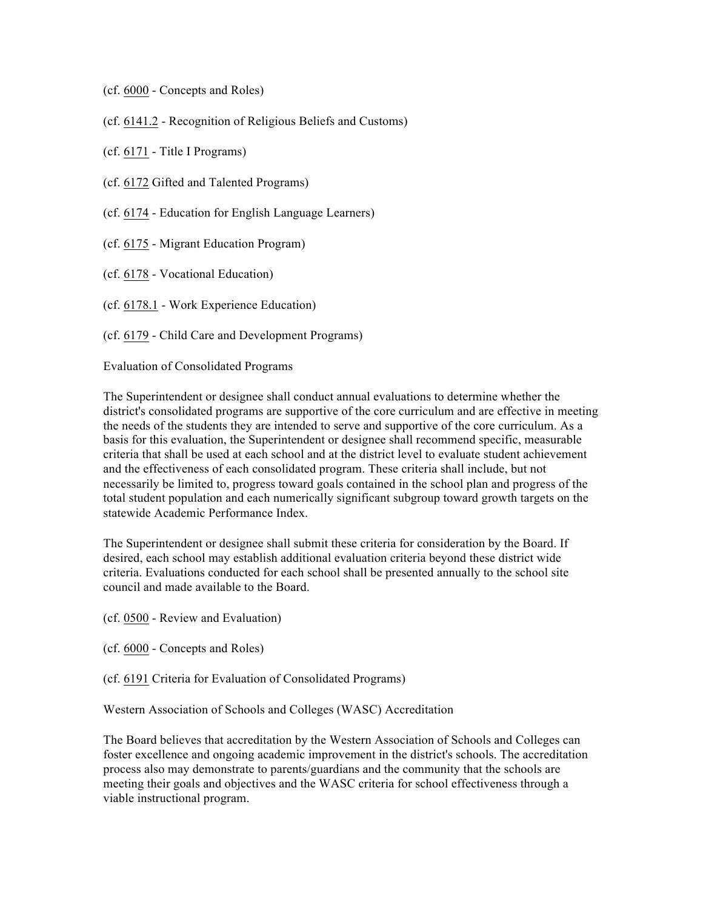(cf. 6000 - Concepts and Roles)

(cf. 6141.2 - Recognition of Religious Beliefs and Customs)

(cf. 6171 - Title I Programs)

(cf. 6172 Gifted and Talented Programs)

(cf. 6174 - Education for English Language Learners)

(cf. 6175 - Migrant Education Program)

(cf. 6178 - Vocational Education)

(cf. 6178.1 - Work Experience Education)

(cf. 6179 - Child Care and Development Programs)

Evaluation of Consolidated Programs

The Superintendent or designee shall conduct annual evaluations to determine whether the district's consolidated programs are supportive of the core curriculum and are effective in meeting the needs of the students they are intended to serve and supportive of the core curriculum. As a basis for this evaluation, the Superintendent or designee shall recommend specific, measurable criteria that shall be used at each school and at the district level to evaluate student achievement and the effectiveness of each consolidated program. These criteria shall include, but not necessarily be limited to, progress toward goals contained in the school plan and progress of the total student population and each numerically significant subgroup toward growth targets on the statewide Academic Performance Index.

The Superintendent or designee shall submit these criteria for consideration by the Board. If desired, each school may establish additional evaluation criteria beyond these district wide criteria. Evaluations conducted for each school shall be presented annually to the school site council and made available to the Board.

(cf. 0500 - Review and Evaluation)

(cf. 6000 - Concepts and Roles)

(cf. 6191 Criteria for Evaluation of Consolidated Programs)

Western Association of Schools and Colleges (WASC) Accreditation

The Board believes that accreditation by the Western Association of Schools and Colleges can foster excellence and ongoing academic improvement in the district's schools. The accreditation process also may demonstrate to parents/guardians and the community that the schools are meeting their goals and objectives and the WASC criteria for school effectiveness through a viable instructional program.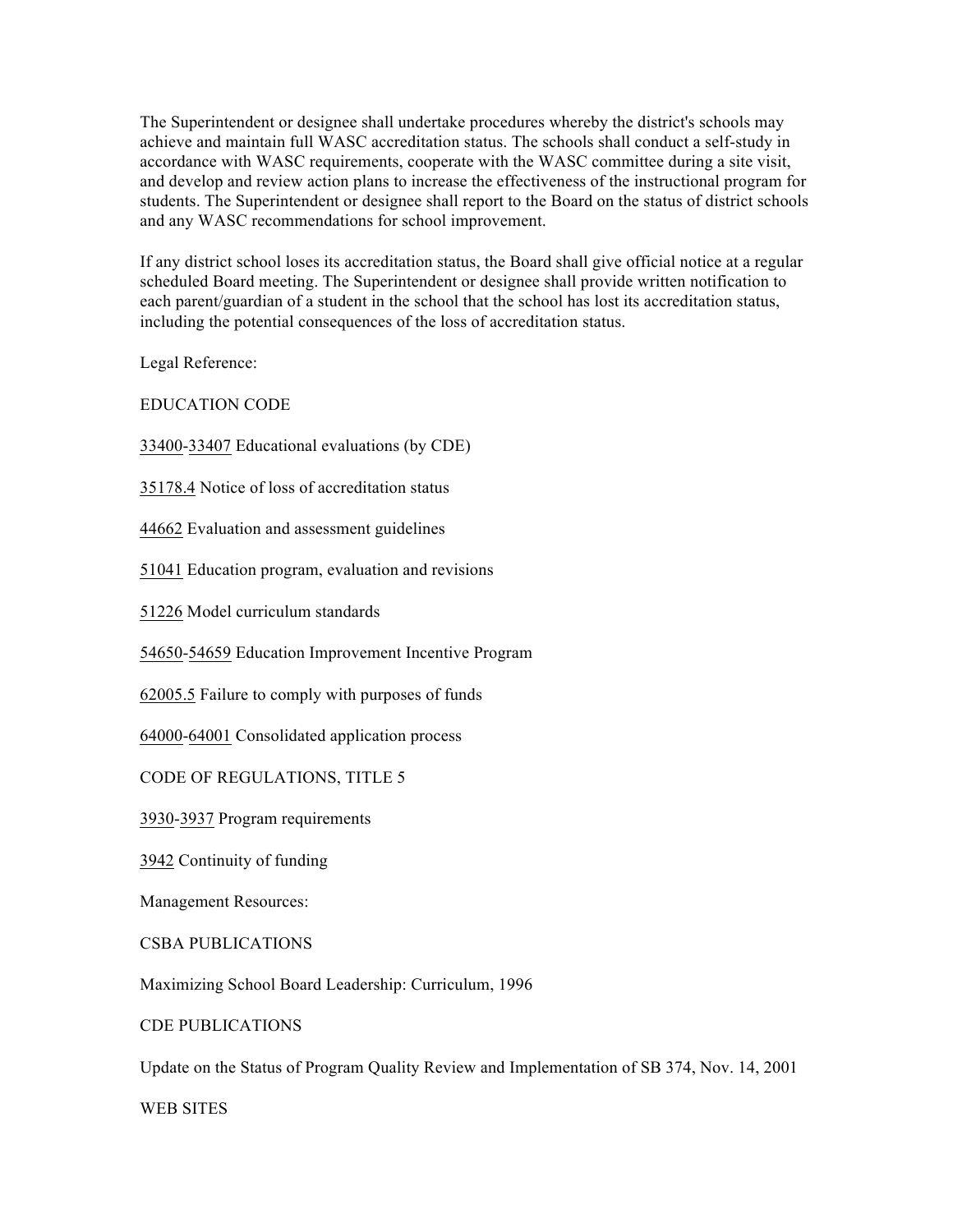The Superintendent or designee shall undertake procedures whereby the district's schools may achieve and maintain full WASC accreditation status. The schools shall conduct a self-study in accordance with WASC requirements, cooperate with the WASC committee during a site visit, and develop and review action plans to increase the effectiveness of the instructional program for students. The Superintendent or designee shall report to the Board on the status of district schools and any WASC recommendations for school improvement.

If any district school loses its accreditation status, the Board shall give official notice at a regular scheduled Board meeting. The Superintendent or designee shall provide written notification to each parent/guardian of a student in the school that the school has lost its accreditation status, including the potential consequences of the loss of accreditation status.

Legal Reference:

EDUCATION CODE

33400-33407 Educational evaluations (by CDE)

35178.4 Notice of loss of accreditation status

44662 Evaluation and assessment guidelines

51041 Education program, evaluation and revisions

51226 Model curriculum standards

54650-54659 Education Improvement Incentive Program

62005.5 Failure to comply with purposes of funds

64000-64001 Consolidated application process

CODE OF REGULATIONS, TITLE 5

3930-3937 Program requirements

3942 Continuity of funding

Management Resources:

CSBA PUBLICATIONS

Maximizing School Board Leadership: Curriculum, 1996

CDE PUBLICATIONS

Update on the Status of Program Quality Review and Implementation of SB 374, Nov. 14, 2001

WEB SITES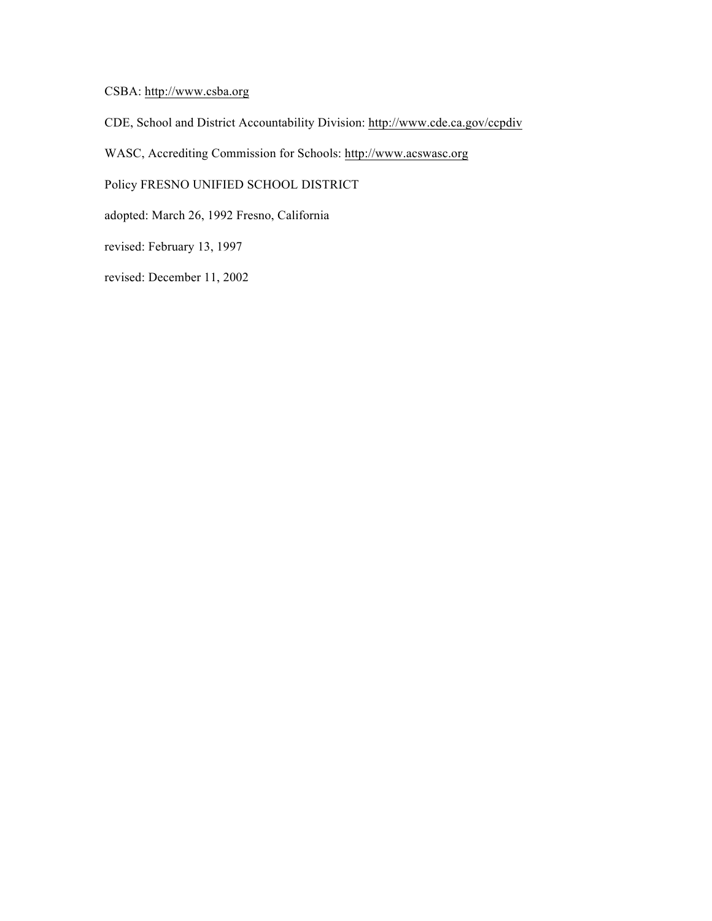CSBA: http://www.csba.org

CDE, School and District Accountability Division: http://www.cde.ca.gov/ccpdiv

WASC, Accrediting Commission for Schools: http://www.acswasc.org

Policy FRESNO UNIFIED SCHOOL DISTRICT

adopted: March 26, 1992 Fresno, California

revised: February 13, 1997

revised: December 11, 2002